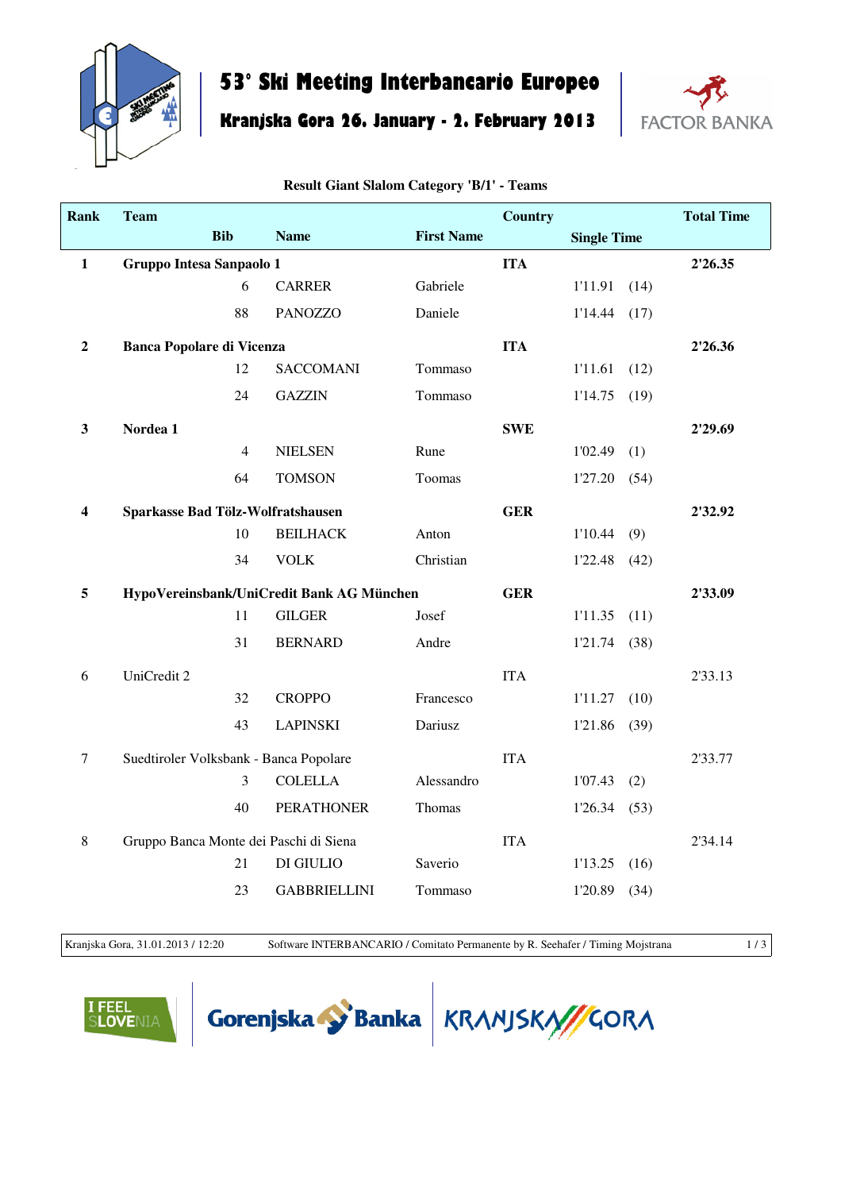# 53° Ski Meeting Interbancario Europeo

## Kranjska Gora 26. January - 2. February 2013

FACTOR BANKA

### Result Giant Slalom Category 'B/1' - Teams

| Rank | Team | | | | Country | | | Total Time |
|---|---|---|---|---|---|---|---|---|
| | | Bib | Name | First Name | | Single Time | | |
| **1** | **Gruppo Intesa Sanpaolo 1** | | | | **ITA** | | | **2'26.35** |
| | | 6 | CARRER | Gabriele | | 1'11.91 | (14) | |
| | | 88 | PANOZZO | Daniele | | 1'14.44 | (17) | |
| **2** | **Banca Popolare di Vicenza** | | | | **ITA** | | | **2'26.36** |
| | | 12 | SACCOMANI | Tommaso | | 1'11.61 | (12) | |
| | | 24 | GAZZIN | Tommaso | | 1'14.75 | (19) | |
| **3** | **Nordea 1** | | | | **SWE** | | | **2'29.69** |
| | | 4 | NIELSEN | Rune | | 1'02.49 | (1) | |
| | | 64 | TOMSON | Toomas | | 1'27.20 | (54) | |
| **4** | **Sparkasse Bad Tölz-Wolfratshausen** | | | | **GER** | | | **2'32.92** |
| | | 10 | BEILHACK | Anton | | 1'10.44 | (9) | |
| | | 34 | VOLK | Christian | | 1'22.48 | (42) | |
| **5** | **HypoVereinsbank/UniCredit Bank AG München** | | | | **GER** | | | **2'33.09** |
| | | 11 | GILGER | Josef | | 1'11.35 | (11) | |
| | | 31 | BERNARD | Andre | | 1'21.74 | (38) | |
| 6 | UniCredit 2 | | | | ITA | | | 2'33.13 |
| | | 32 | CROPPO | Francesco | | 1'11.27 | (10) | |
| | | 43 | LAPINSKI | Dariusz | | 1'21.86 | (39) | |
| 7 | Suedtiroler Volksbank - Banca Popolare | | | | ITA | | | 2'33.77 |
| | | 3 | COLELLA | Alessandro | | 1'07.43 | (2) | |
| | | 40 | PERATHONER | Thomas | | 1'26.34 | (53) | |
| 8 | Gruppo Banca Monte dei Paschi di Siena | | | | ITA | | | 2'34.14 |
| | | 21 | DI GIULIO | Saverio | | 1'13.25 | (16) | |
| | | 23 | GABBRIELLINI | Tommaso | | 1'20.89 | (34) | |

Kranjska Gora, 31.01.2013 / 12:20 Software INTERBANCARIO / Comitato Permanente by R. Seehafer / Timing Mojstrana

I FEEL SLOVENIA | Gorenjska Banka | KRANJSKA GORA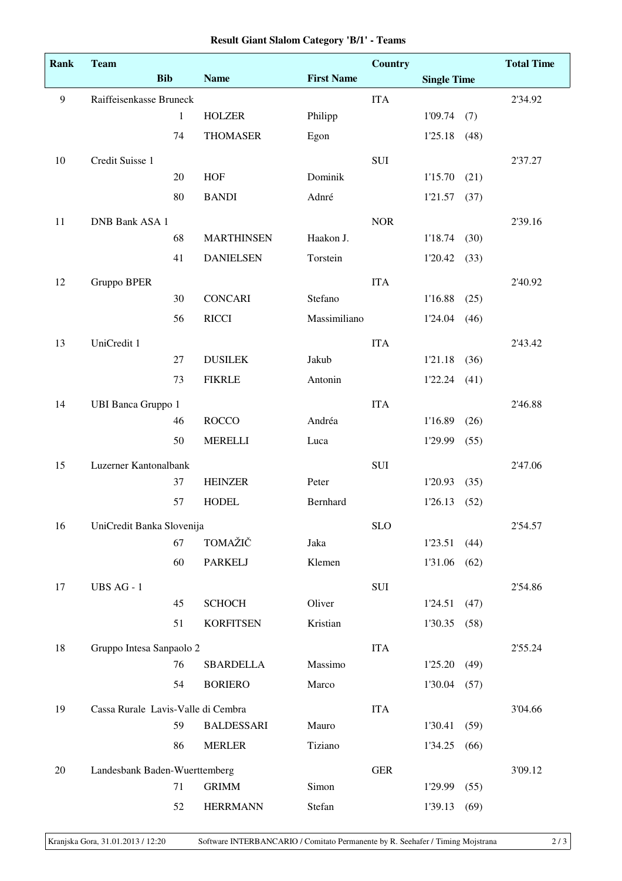**Result Giant Slalom Category 'B/1' - Teams**

| Rank | Team | | | | Country | | | Total Time |
|---|---|---|---|---|---|---|---|---|
| | | Bib | Name | First Name | | Single Time | | |
| 9 | Raiffeisenkasse Bruneck | | | | ITA | | | 2'34.92 |
| | | 1 | HOLZER | Philipp | | 1'09.74 | (7) | |
| | | 74 | THOMASER | Egon | | 1'25.18 | (48) | |
| 10 | Credit Suisse 1 | | | | SUI | | | 2'37.27 |
| | | 20 | HOF | Dominik | | 1'15.70 | (21) | |
| | | 80 | BANDI | Adnré | | 1'21.57 | (37) | |
| 11 | DNB Bank ASA 1 | | | | NOR | | | 2'39.16 |
| | | 68 | MARTHINSEN | Haakon J. | | 1'18.74 | (30) | |
| | | 41 | DANIELSEN | Torstein | | 1'20.42 | (33) | |
| 12 | Gruppo BPER | | | | ITA | | | 2'40.92 |
| | | 30 | CONCARI | Stefano | | 1'16.88 | (25) | |
| | | 56 | RICCI | Massimiliano | | 1'24.04 | (46) | |
| 13 | UniCredit 1 | | | | ITA | | | 2'43.42 |
| | | 27 | DUSILEK | Jakub | | 1'21.18 | (36) | |
| | | 73 | FIKRLE | Antonin | | 1'22.24 | (41) | |
| 14 | UBI Banca Gruppo 1 | | | | ITA | | | 2'46.88 |
| | | 46 | ROCCO | Andréa | | 1'16.89 | (26) | |
| | | 50 | MERELLI | Luca | | 1'29.99 | (55) | |
| 15 | Luzerner Kantonalbank | | | | SUI | | | 2'47.06 |
| | | 37 | HEINZER | Peter | | 1'20.93 | (35) | |
| | | 57 | HODEL | Bernhard | | 1'26.13 | (52) | |
| 16 | UniCredit Banka Slovenija | | | | SLO | | | 2'54.57 |
| | | 67 | TOMAŽIČ | Jaka | | 1'23.51 | (44) | |
| | | 60 | PARKELJ | Klemen | | 1'31.06 | (62) | |
| 17 | UBS AG - 1 | | | | SUI | | | 2'54.86 |
| | | 45 | SCHOCH | Oliver | | 1'24.51 | (47) | |
| | | 51 | KORFITSEN | Kristian | | 1'30.35 | (58) | |
| 18 | Gruppo Intesa Sanpaolo 2 | | | | ITA | | | 2'55.24 |
| | | 76 | SBARDELLA | Massimo | | 1'25.20 | (49) | |
| | | 54 | BORIERO | Marco | | 1'30.04 | (57) | |
| 19 | Cassa Rurale Lavis-Valle di Cembra | | | | ITA | | | 3'04.66 |
| | | 59 | BALDESSARI | Mauro | | 1'30.41 | (59) | |
| | | 86 | MERLER | Tiziano | | 1'34.25 | (66) | |
| 20 | Landesbank Baden-Wuerttemberg | | | | GER | | | 3'09.12 |
| | | 71 | GRIMM | Simon | | 1'29.99 | (55) | |
| | | 52 | HERRMANN | Stefan | | 1'39.13 | (69) | |

Kranjska Gora, 31.01.2013 / 12:20 Software INTERBANCARIO / Comitato Permanente by R. Seehafer / Timing Mojstrana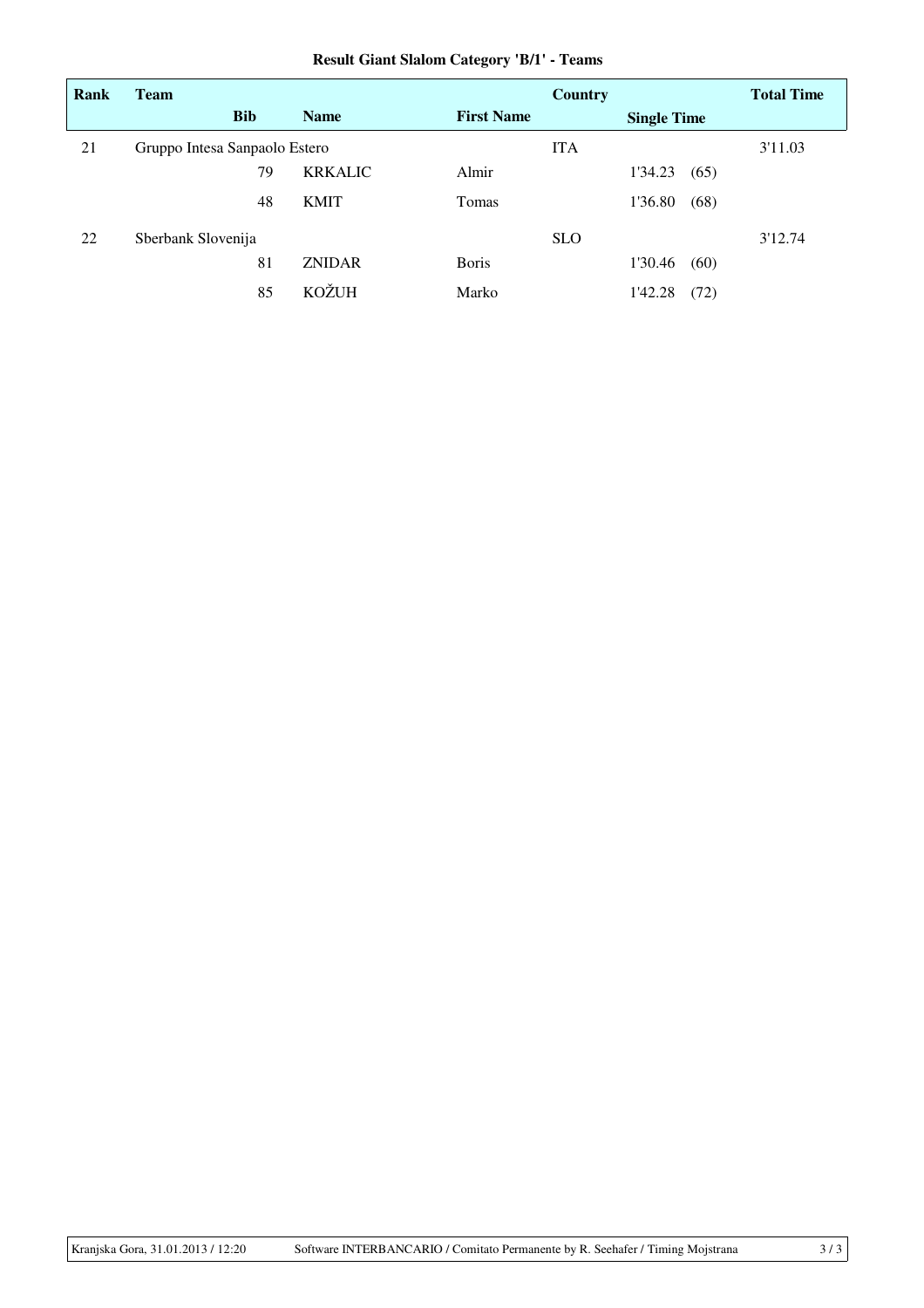**Result Giant Slalom Category 'B/1' - Teams**

| Rank | Team | | | Country | | | Total Time |
|---|---|---|---|---|---|---|---|
| | Bib | Name | First Name | | Single Time | | |
| 21 | Gruppo Intesa Sanpaolo Estero | | | ITA | | | 3'11.03 |
| | 79 | KRKALIC | Almir | | 1'34.23 | (65) | |
| | 48 | KMIT | Tomas | | 1'36.80 | (68) | |
| 22 | Sberbank Slovenija | | | SLO | | | 3'12.74 |
| | 81 | ZNIDAR | Boris | | 1'30.46 | (60) | |
| | 85 | KOŽUH | Marko | | 1'42.28 | (72) | |

Kranjska Gora, 31.01.2013 / 12:20 Software INTERBANCARIO / Comitato Permanente by R. Seehafer / Timing Mojstrana